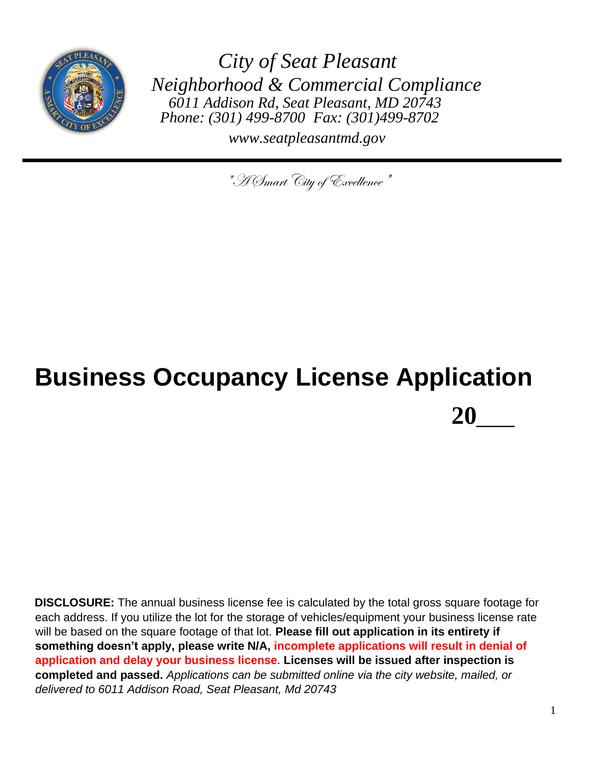*City of Seat Pleasant*
*Neighborhood & Commercial Compliance*
*6011 Addison Rd, Seat Pleasant, MD 20743*
*Phone: (301) 499-8700  Fax: (301)499-8702*
*www.seatpleasantmd.gov*

---

*"A Smart City of Excellence"*

# Business Occupancy License Application

**20___**

**DISCLOSURE:** The annual business license fee is calculated by the total gross square footage for each address. If you utilize the lot for the storage of vehicles/equipment your business license rate will be based on the square footage of that lot. **Please fill out application in its entirety if something doesn't apply, please write N/A, incomplete applications will result in denial of application and delay your business license**. **Licenses will be issued after inspection is completed and passed.** *Applications can be submitted online via the city website, mailed, or delivered to 6011 Addison Road, Seat Pleasant, Md 20743*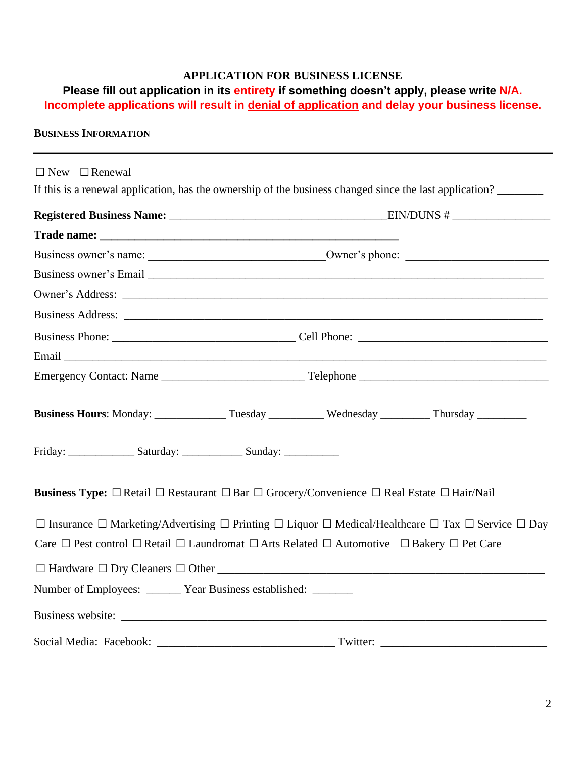**APPLICATION FOR BUSINESS LICENSE**

**Please fill out application in its entirety if something doesn't apply, please write N/A.**
**Incomplete applications will result in <u>denial of application</u> and delay your business license.**

**BUSINESS INFORMATION**

---

☐ New ☐ Renewal

If this is a renewal application, has the ownership of the business changed since the last application? ________

**Registered Business Name:** ______________________________________EIN/DUNS # _________________

**Trade name: ____________________________________________________**

Business owner's name: ______________________________Owner's phone: ________________________

Business owner's Email ____________________________________________________________________

Owner's Address: _________________________________________________________________________

Business Address: ________________________________________________________________________

Business Phone: _______________________________ Cell Phone: ________________________________

Email _____________________________________________________________________________________

Emergency Contact: Name ________________________ Telephone _____________________________

**Business Hours**: Monday: ____________ Tuesday _________ Wednesday ________ Thursday ________

Friday: ___________ Saturday: __________ Sunday: _________

**Business Type:** ☐ Retail ☐ Restaurant ☐ Bar ☐ Grocery/Convenience ☐ Real Estate ☐ Hair/Nail

☐ Insurance ☐ Marketing/Advertising ☐ Printing ☐ Liquor ☐ Medical/Healthcare ☐ Tax ☐ Service ☐ Day Care ☐ Pest control ☐ Retail ☐ Laundromat ☐ Arts Related ☐ Automotive ☐ Bakery ☐ Pet Care

☐ Hardware ☐ Dry Cleaners ☐ Other _______________________________________________________

Number of Employees: ______ Year Business established: _______

Business website: _________________________________________________________________________

Social Media: Facebook: ______________________________ Twitter: ___________________________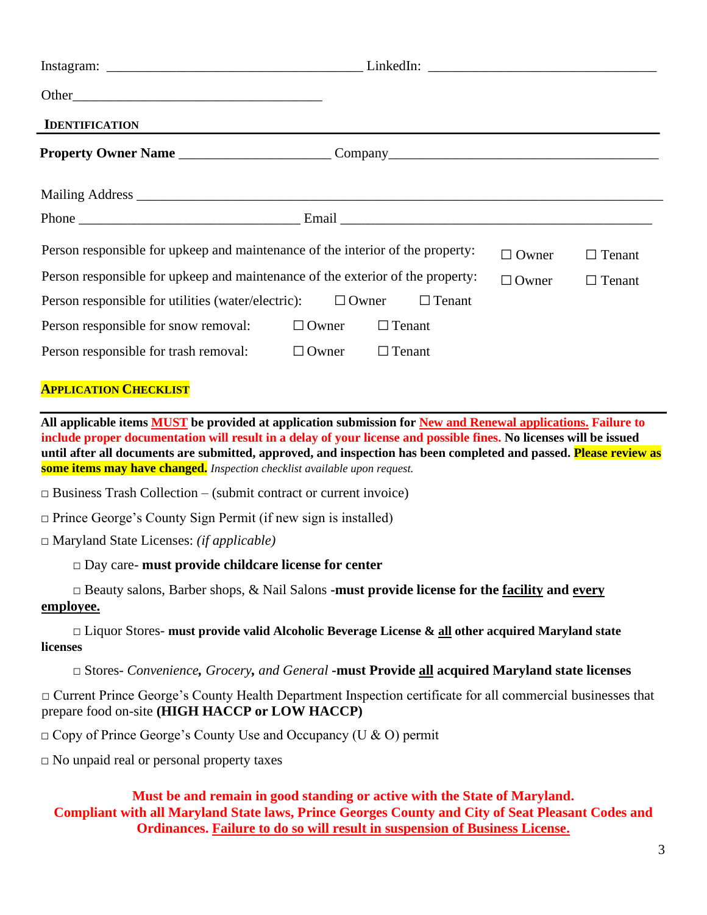Instagram: ______________________________ LinkedIn: ______________________________

Other______________________________

## IDENTIFICATION

**Property Owner Name** ____________________ Company______________________________

Mailing Address ______________________________________________________________

Phone ______________________________ Email ______________________________________

Person responsible for upkeep and maintenance of the interior of the property: ☐ Owner ☐ Tenant

Person responsible for upkeep and maintenance of the exterior of the property: ☐ Owner ☐ Tenant

Person responsible for utilities (water/electric): ☐ Owner ☐ Tenant

Person responsible for snow removal: ☐ Owner ☐ Tenant

Person responsible for trash removal: ☐ Owner ☐ Tenant

## APPLICATION CHECKLIST

**All applicable items <u>MUST</u> be provided at application submission for <u>New and Renewal applications.</u> Failure to include proper documentation will result in a delay of your license and possible fines. No licenses will be issued until after all documents are submitted, approved, and inspection has been completed and passed. Please review as some items may have changed.** *Inspection checklist available upon request.*

□ Business Trash Collection – (submit contract or current invoice)

□ Prince George's County Sign Permit (if new sign is installed)

□ Maryland State Licenses: *(if applicable)*

- □ Day care- **must provide childcare license for center**
- □ Beauty salons, Barber shops, & Nail Salons **-must provide license for the <u>facility</u> and <u>every</u> <u>employee.</u>**
- □ Liquor Stores- **must provide valid Alcoholic Beverage License & <u>all</u> other acquired Maryland state licenses**
- □ Stores- *Convenience, Grocery, and General* **-must Provide <u>all</u> acquired Maryland state licenses**

□ Current Prince George's County Health Department Inspection certificate for all commercial businesses that prepare food on-site **(HIGH HACCP or LOW HACCP)**

□ Copy of Prince George's County Use and Occupancy (U & O) permit

□ No unpaid real or personal property taxes

**Must be and remain in good standing or active with the State of Maryland.**
**Compliant with all Maryland State laws, Prince Georges County and City of Seat Pleasant Codes and Ordinances. <u>Failure to do so will result in suspension of Business License.</u>**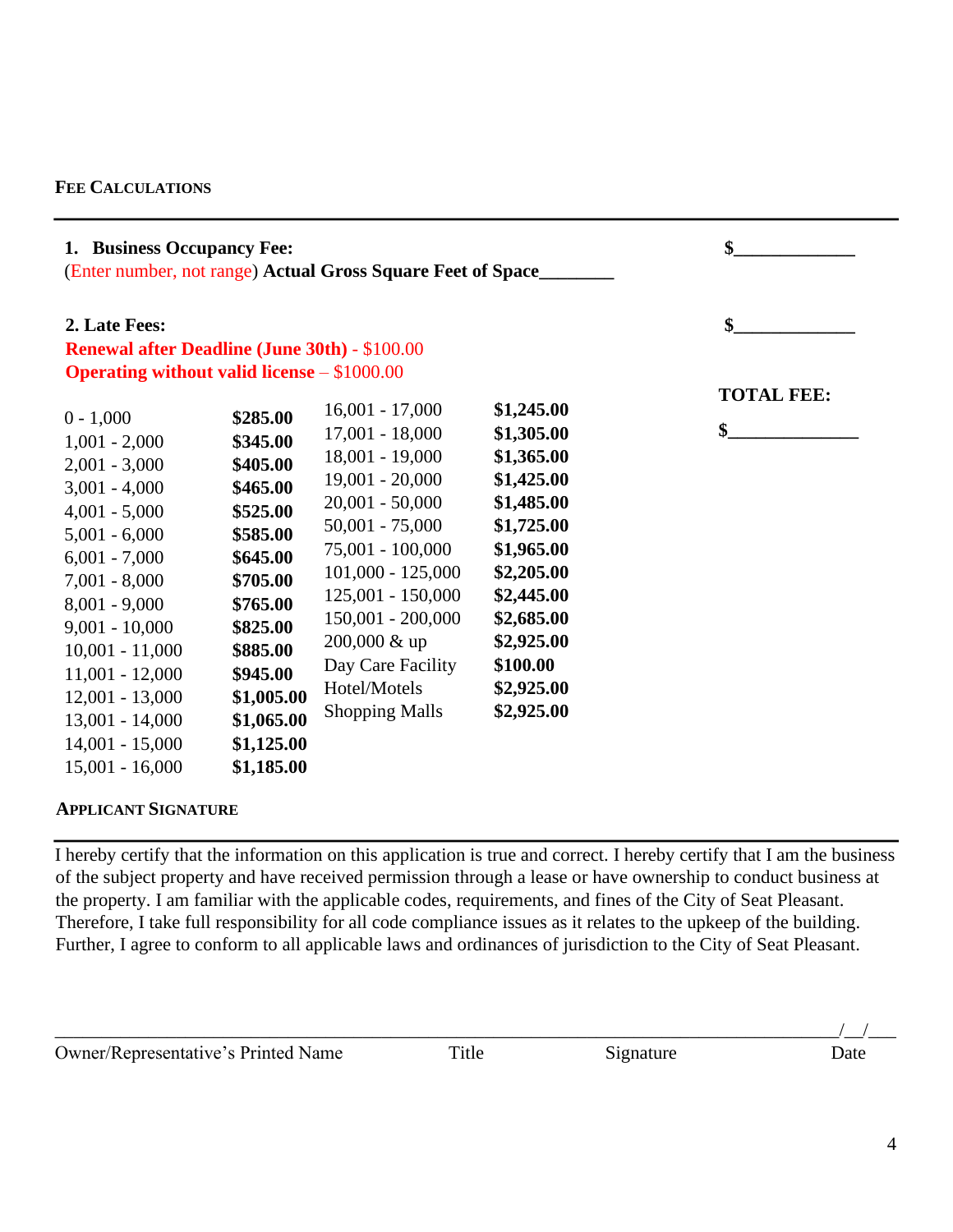## Fee Calculations

**1. Business Occupancy Fee:** $_____________

(Enter number, not range) **Actual Gross Square Feet of Space**________

**2. Late Fees:** $_____________

**Renewal after Deadline (June 30th)** - $100.00

**Operating without valid license** – $1000.00

**TOTAL FEE:**

$______________

| Square Feet | Fee | Square Feet | Fee |
|---|---|---|---|
| 0 - 1,000 | **$285.00** | 16,001 - 17,000 | **$1,245.00** |
| 1,001 - 2,000 | **$345.00** | 17,001 - 18,000 | **$1,305.00** |
| 2,001 - 3,000 | **$405.00** | 18,001 - 19,000 | **$1,365.00** |
| 3,001 - 4,000 | **$465.00** | 19,001 - 20,000 | **$1,425.00** |
| 4,001 - 5,000 | **$525.00** | 20,001 - 50,000 | **$1,485.00** |
| 5,001 - 6,000 | **$585.00** | 50,001 - 75,000 | **$1,725.00** |
| 6,001 - 7,000 | **$645.00** | 75,001 - 100,000 | **$1,965.00** |
| 7,001 - 8,000 | **$705.00** | 101,000 - 125,000 | **$2,205.00** |
| 8,001 - 9,000 | **$765.00** | 125,001 - 150,000 | **$2,445.00** |
| 9,001 - 10,000 | **$825.00** | 150,001 - 200,000 | **$2,685.00** |
| 10,001 - 11,000 | **$885.00** | 200,000 & up | **$2,925.00** |
| 11,001 - 12,000 | **$945.00** | Day Care Facility | **$100.00** |
| 12,001 - 13,000 | **$1,005.00** | Hotel/Motels | **$2,925.00** |
| 13,001 - 14,000 | **$1,065.00** | Shopping Malls | **$2,925.00** |
| 14,001 - 15,000 | **$1,125.00** | | |
| 15,001 - 16,000 | **$1,185.00** | | |

## Applicant Signature

I hereby certify that the information on this application is true and correct. I hereby certify that I am the business of the subject property and have received permission through a lease or have ownership to conduct business at the property. I am familiar with the applicable codes, requirements, and fines of the City of Seat Pleasant. Therefore, I take full responsibility for all code compliance issues as it relates to the upkeep of the building. Further, I agree to conform to all applicable laws and ordinances of jurisdiction to the City of Seat Pleasant.

_______________________________________________________________________________/__/___

Owner/Representative's Printed Name          Title          Signature          Date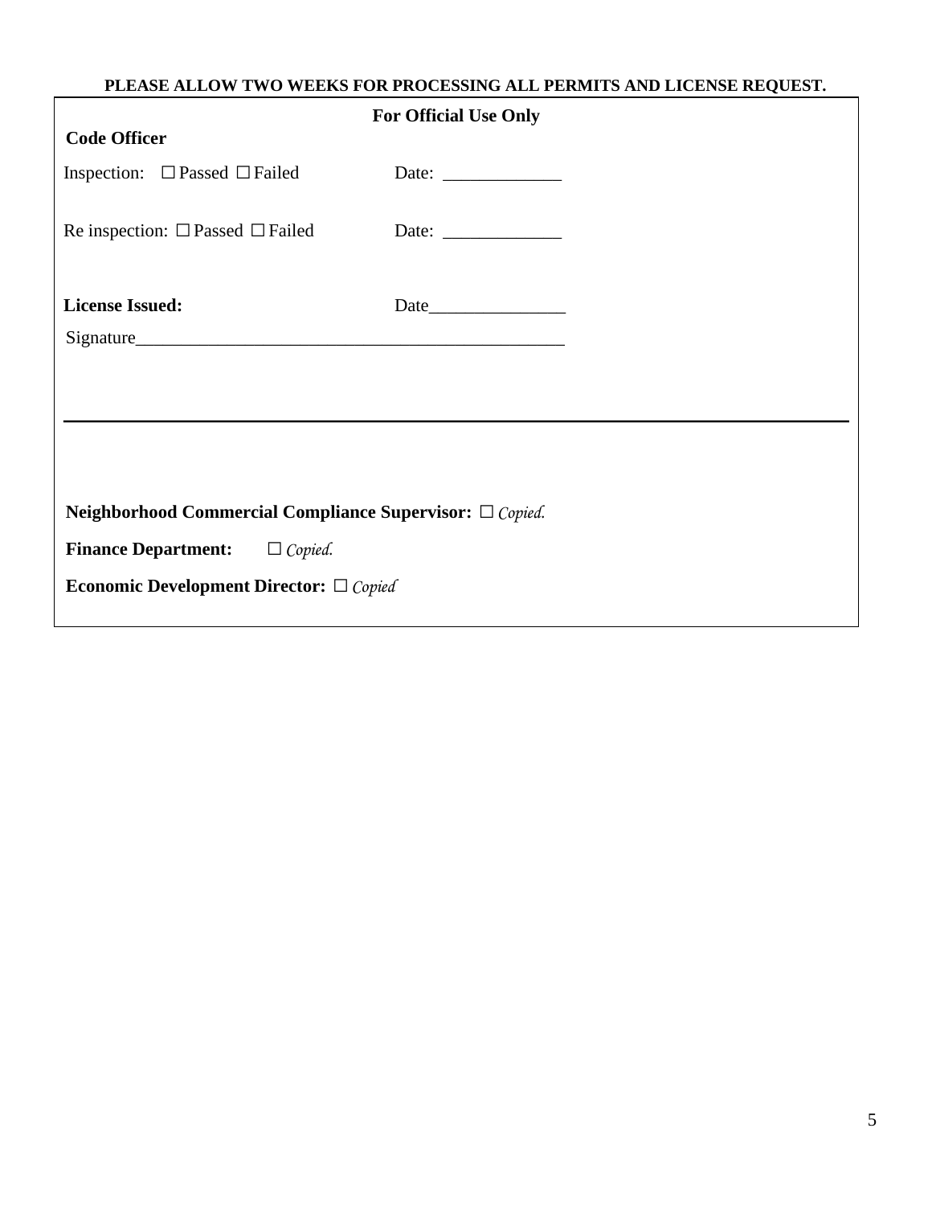**PLEASE ALLOW TWO WEEKS FOR PROCESSING ALL PERMITS AND LICENSE REQUEST.**

**For Official Use Only**

**Code Officer**

Inspection: ☐ Passed ☐ Failed Date: _____________

Re inspection: ☐ Passed ☐ Failed Date: _____________

**License Issued:** Date_______________

Signature________________________________________________

---

**Neighborhood Commercial Compliance Supervisor:** ☐ *Copied.*

**Finance Department:** ☐ *Copied.*

**Economic Development Director:** ☐ *Copied*